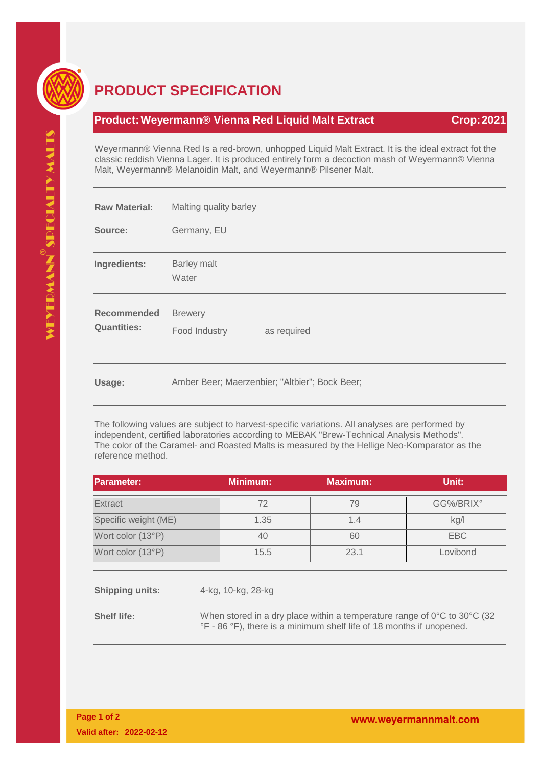# PRODUCT SPECIFICATION

**Product: Weyermann® Vienna Red Liquid Malt Extract** **Crop: 2021**

Weyermann® Vienna Red Is a red-brown, unhopped Liquid Malt Extract. It is the ideal extract fot the classic reddish Vienna Lager. It is produced entirely form a decoction mash of Weyermann® Vienna Malt, Weyermann® Melanoidin Malt, and Weyermann® Pilsener Malt.

**Raw Material:** Malting quality barley

**Source:** Germany, EU

**Ingredients:** Barley malt
Water

**Recommended Quantities:** Brewery
Food Industry as required

**Usage:** Amber Beer; Maerzenbier; "Altbier"; Bock Beer;

The following values are subject to harvest-specific variations. All analyses are performed by independent, certified laboratories according to MEBAK "Brew-Technical Analysis Methods". The color of the Caramel- and Roasted Malts is measured by the Hellige Neo-Komparator as the reference method.

| Parameter: | Minimum: | Maximum: | Unit: |
|---|---|---|---|
| Extract | 72 | 79 | GG%/BRIX° |
| Specific weight (ME) | 1.35 | 1.4 | kg/l |
| Wort color (13°P) | 40 | 60 | EBC |
| Wort color (13°P) | 15.5 | 23.1 | Lovibond |

**Shipping units:** 4-kg, 10-kg, 28-kg

**Shelf life:** When stored in a dry place within a temperature range of 0°C to 30°C (32 °F - 86 °F), there is a minimum shelf life of 18 months if unopened.

**Valid after: 2022-02-12**

www.weyermannmalt.com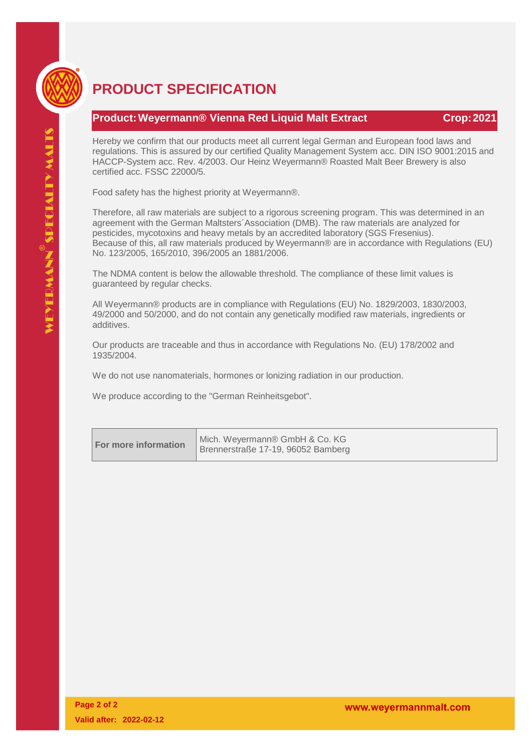# PRODUCT SPECIFICATION

**Product: Weyermann® Vienna Red Liquid Malt Extract** **Crop: 2021**

Hereby we confirm that our products meet all current legal German and European food laws and regulations. This is assured by our certified Quality Management System acc. DIN ISO 9001:2015 and HACCP-System acc. Rev. 4/2003. Our Heinz Weyermann® Roasted Malt Beer Brewery is also certified acc. FSSC 22000/5.

Food safety has the highest priority at Weyermann®.

Therefore, all raw materials are subject to a rigorous screening program. This was determined in an agreement with the German Maltsters´Association (DMB). The raw materials are analyzed for pesticides, mycotoxins and heavy metals by an accredited laboratory (SGS Fresenius). Because of this, all raw materials produced by Weyermann® are in accordance with Regulations (EU) No. 123/2005, 165/2010, 396/2005 an 1881/2006.

The NDMA content is below the allowable threshold. The compliance of these limit values is guaranteed by regular checks.

All Weyermann® products are in compliance with Regulations (EU) No. 1829/2003, 1830/2003, 49/2000 and 50/2000, and do not contain any genetically modified raw materials, ingredients or additives.

Our products are traceable and thus in accordance with Regulations No. (EU) 178/2002 and 1935/2004.

We do not use nanomaterials, hormones or Ionizing radiation in our production.

We produce according to the "German Reinheitsgebot".

| | |
|---|---|
| **For more information** | Mich. Weyermann® GmbH & Co. KG<br>Brennerstraße 17-19, 96052 Bamberg |

**Valid after: 2022-02-12**

**www.weyermannmalt.com**